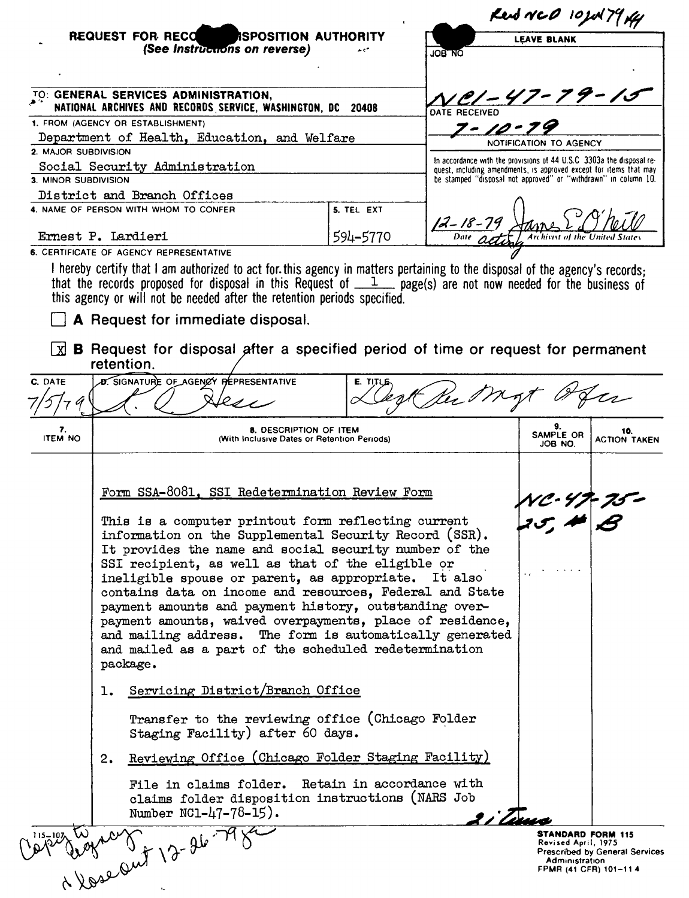Recd NCD 10 Jul 79

**REQUEST FOR RECORDS DISPOSITION AUTHORITY**
*(See Instructions on reverse)*

| LEAVE BLANK |
|---|
| JOB NO: NC1-47-79-15 |
| DATE RECEIVED: 7-10-79 |
| NOTIFICATION TO AGENCY |
| In accordance with the provisions of 44 U.S.C 3303a the disposal request, including amendments, is approved except for items that may be stamped "disposal not approved" or "withdrawn" in column 10. |
| 12-18-79 (Date) — James E. O'Neill, acting Archivist of the United States |

TO: **GENERAL SERVICES ADMINISTRATION, NATIONAL ARCHIVES AND RECORDS SERVICE, WASHINGTON, DC 20408**

1. FROM (AGENCY OR ESTABLISHMENT): Department of Health, Education, and Welfare
2. MAJOR SUBDIVISION: Social Security Administration
3. MINOR SUBDIVISION: District and Branch Offices
4. NAME OF PERSON WITH WHOM TO CONFER: Ernest P. Lardieri
5. TEL EXT: 594-5770

6. CERTIFICATE OF AGENCY REPRESENTATIVE

I hereby certify that I am authorized to act for this agency in matters pertaining to the disposal of the agency's records; that the records proposed for disposal in this Request of 1 page(s) are not now needed for the business of this agency or will not be needed after the retention periods specified.

☐ **A** Request for immediate disposal.

☒ **B** Request for disposal after a specified period of time or request for permanent retention.

| C. DATE | D. SIGNATURE OF AGENCY REPRESENTATIVE | E. TITLE |
|---|---|---|
| 7/5/79 | R. C. Hess | Dept Rec Mgt Ofcr |

| 7. ITEM NO | 8. DESCRIPTION OF ITEM (With Inclusive Dates or Retention Periods) | 9. SAMPLE OR JOB NO. | 10. ACTION TAKEN |
|---|---|---|---|
| | Form SSA-8081, SSI Redetermination Review Form<br><br>This is a computer printout form reflecting current information on the Supplemental Security Record (SSR). It provides the name and social security number of the SSI recipient, as well as that of the eligible or ineligible spouse or parent, as appropriate. It also contains data on income and resources, Federal and State payment amounts and payment history, outstanding overpayment amounts, waived overpayments, place of residence, and mailing address. The form is automatically generated and mailed as a part of the scheduled redetermination package. | NC-47-75-25, # B | |
| 1. | Servicing District/Branch Office<br><br>Transfer to the reviewing office (Chicago Folder Staging Facility) after 60 days. | | |
| 2. | Reviewing Office (Chicago Folder Staging Facility)<br><br>File in claims folder. Retain in accordance with claims folder disposition instructions (NARS Job Number NC1-47-78-15). | | |

2 items

Copy to agency & close out 12-26-79

115-107

**STANDARD FORM 115**
Revised April, 1975
Prescribed by General Services Administration
FPMR (41 CFR) 101-11.4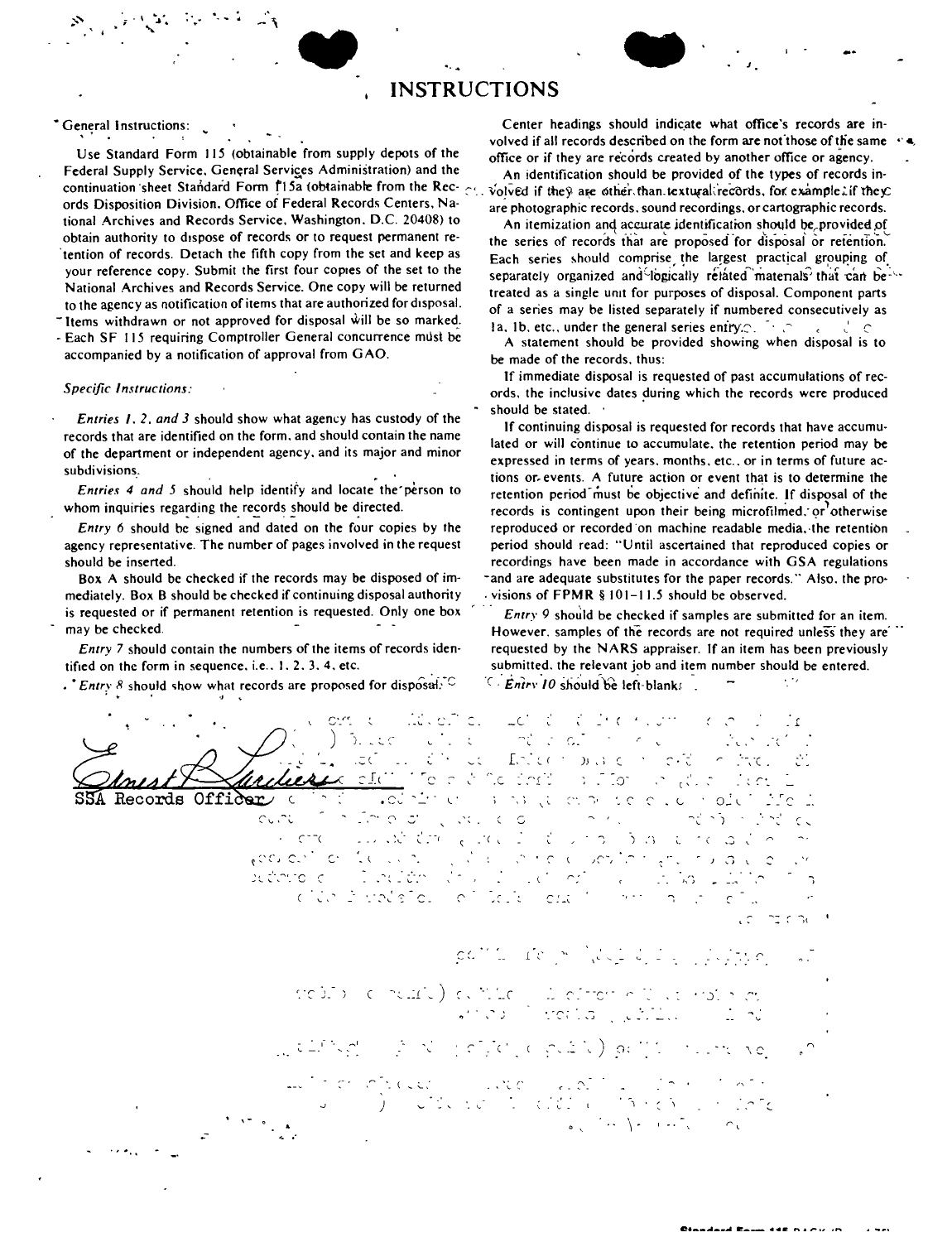# INSTRUCTIONS

General Instructions:

Use Standard Form 115 (obtainable from supply depots of the Federal Supply Service, General Services Administration) and the continuation sheet Standard Form 115a (obtainable from the Records Disposition Division, Office of Federal Records Centers, National Archives and Records Service, Washington, D.C. 20408) to obtain authority to dispose of records or to request permanent retention of records. Detach the fifth copy from the set and keep as your reference copy. Submit the first four copies of the set to the National Archives and Records Service. One copy will be returned to the agency as notification of items that are authorized for disposal. Items withdrawn or not approved for disposal will be so marked. Each SF 115 requiring Comptroller General concurrence must be accompanied by a notification of approval from GAO.

*Specific Instructions:*

*Entries 1, 2, and 3* should show what agency has custody of the records that are identified on the form, and should contain the name of the department or independent agency, and its major and minor subdivisions.

*Entries 4 and 5* should help identify and locate the person to whom inquiries regarding the records should be directed.

*Entry 6* should be signed and dated on the four copies by the agency representative. The number of pages involved in the request should be inserted.

Box A should be checked if the records may be disposed of immediately. Box B should be checked if continuing disposal authority is requested or if permanent retention is requested. Only one box may be checked.

*Entry 7* should contain the numbers of the items of records identified on the form in sequence, i.e., 1, 2, 3, 4, etc.

*Entry 8* should show what records are proposed for disposal.

Center headings should indicate what office's records are involved if all records described on the form are not those of the same office or if they are records created by another office or agency.

An identification should be provided of the types of records involved if they are other than textual records, for example, if they are photographic records, sound recordings, or cartographic records.

An itemization and accurate identification should be provided of the series of records that are proposed for disposal or retention. Each series should comprise the largest practical grouping of separately organized and logically related materials that can be treated as a single unit for purposes of disposal. Component parts of a series may be listed separately if numbered consecutively as 1a, 1b, etc., under the general series entry.

A statement should be provided showing when disposal is to be made of the records, thus:

If immediate disposal is requested of past accumulations of records, the inclusive dates during which the records were produced should be stated.

If continuing disposal is requested for records that have accumulated or will continue to accumulate, the retention period may be expressed in terms of years, months, etc., or in terms of future actions or events. A future action or event that is to determine the retention period must be objective and definite. If disposal of the records is contingent upon their being microfilmed, or otherwise reproduced or recorded on machine readable media, the retention period should read: "Until ascertained that reproduced copies or recordings have been made in accordance with GSA regulations and are adequate substitutes for the paper records." Also, the provisions of FPMR § 101-11.5 should be observed.

*Entry 9* should be checked if samples are submitted for an item. However, samples of the records are not required unless they are requested by the NARS appraiser. If an item has been previously submitted, the relevant job and item number should be entered.

*Entry 10* should be left blank.

Ernest P. Sanchez

SSA Records Officer